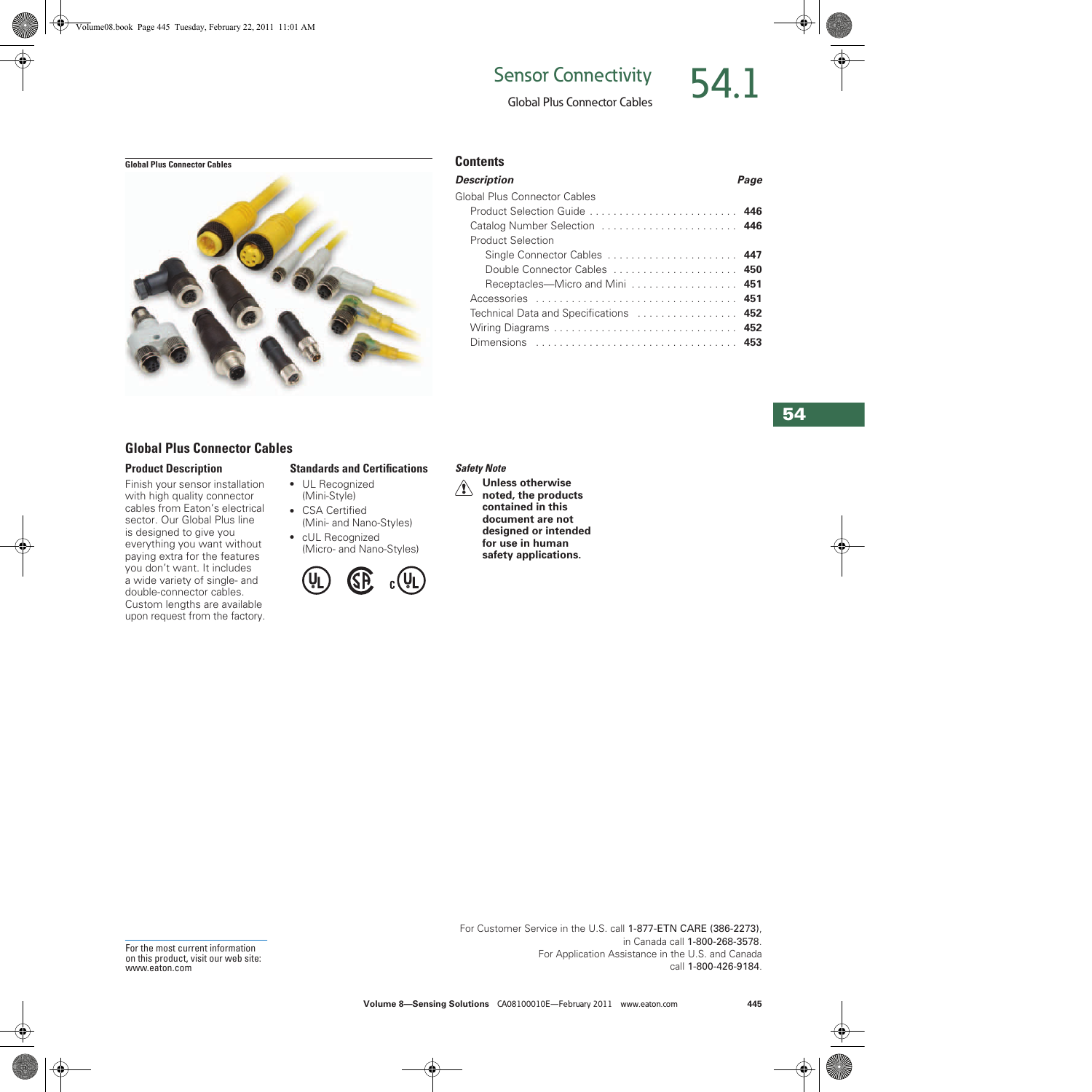# Sensor Connectivity

## Global Plus Connector Cables

# 54.1

**Global Plus Connector Cables**

### Contents

| *Description* | *Page* |
|---|---|
| Global Plus Connector Cables | |
| Product Selection Guide | **446** |
| Catalog Number Selection | **446** |
| Product Selection | |
| Single Connector Cables | **447** |
| Double Connector Cables | **450** |
| Receptacles—Micro and Mini | **451** |
| Accessories | **451** |
| Technical Data and Specifications | **452** |
| Wiring Diagrams | **452** |
| Dimensions | **453** |

## Global Plus Connector Cables

### Product Description

Finish your sensor installation with high quality connector cables from Eaton's electrical sector. Our Global Plus line is designed to give you everything you want without paying extra for the features you don't want. It includes a wide variety of single- and double-connector cables. Custom lengths are available upon request from the factory.

### Standards and Certifications

- UL Recognized (Mini-Style)
- CSA Certified (Mini- and Nano-Styles)
- cUL Recognized (Micro- and Nano-Styles)

***Safety Note***

**Unless otherwise noted, the products contained in this document are not designed or intended for use in human safety applications.**

For the most current information on this product, visit our web site: www.eaton.com

For Customer Service in the U.S. call 1-877-ETN CARE (386-2273), in Canada call 1-800-268-3578. For Application Assistance in the U.S. and Canada call 1-800-426-9184.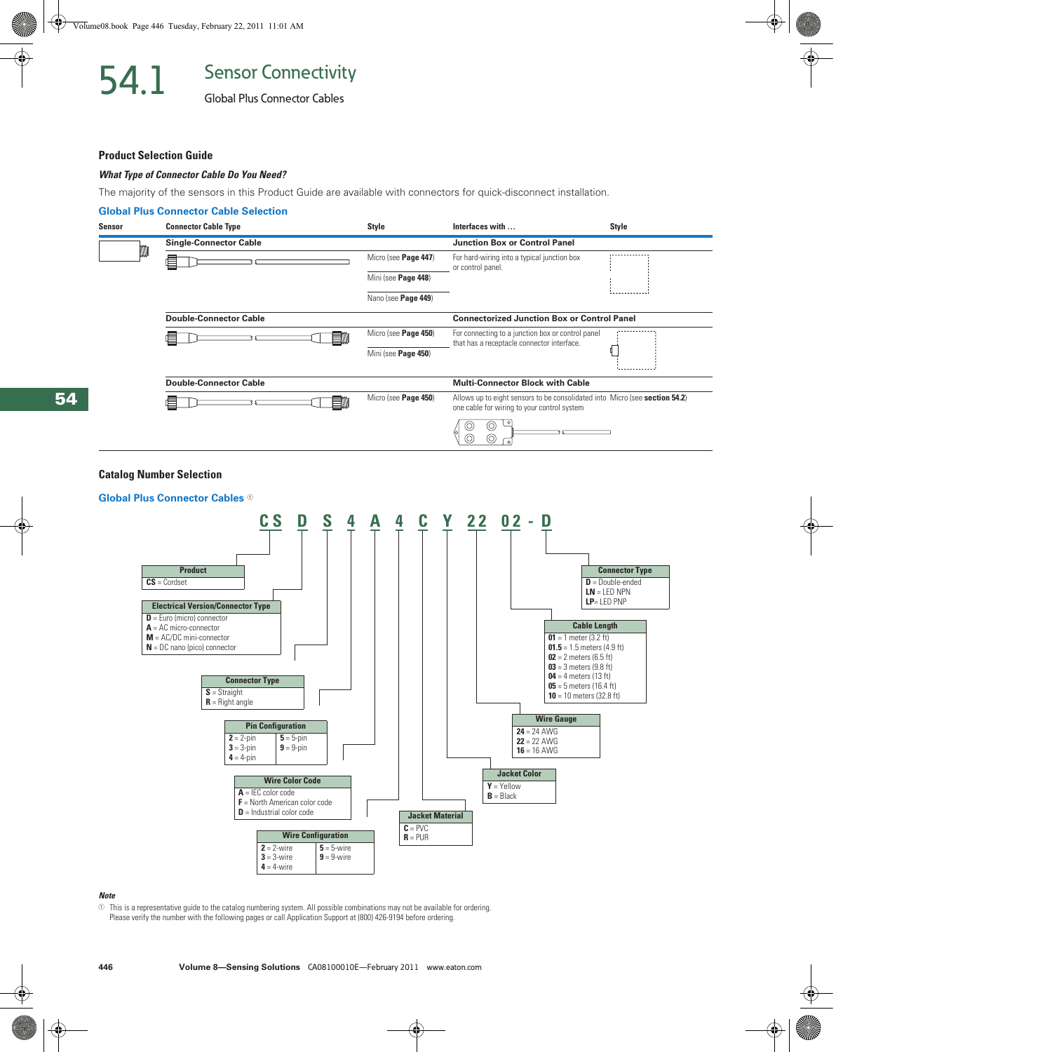# 54.1 Sensor Connectivity

## Global Plus Connector Cables

### Product Selection Guide

***What Type of Connector Cable Do You Need?***

The majority of the sensors in this Product Guide are available with connectors for quick-disconnect installation.

#### Global Plus Connector Cable Selection

| Sensor | Connector Cable Type | Style | Interfaces with … | Style |
|---|---|---|---|---|
| | **Single-Connector Cable** | | **Junction Box or Control Panel** | |
| | | Micro (see **Page 447**) | For hard-wiring into a typical junction box or control panel. | |
| | | Mini (see **Page 448**) | | |
| | | Nano (see **Page 449**) | | |
| | **Double-Connector Cable** | | **Connectorized Junction Box or Control Panel** | |
| | | Micro (see **Page 450**) | For connecting to a junction box or control panel that has a receptacle connector interface. | |
| | | Mini (see **Page 450**) | | |
| | **Double-Connector Cable** | | **Multi-Connector Block with Cable** | |
| | | Micro (see **Page 450**) | Allows up to eight sensors to be consolidated into one cable for wiring to your control system | Micro (see **section 54.2**) |

### Catalog Number Selection

#### Global Plus Connector Cables ①

**CS D S 4 A 4 C Y 22 02 - D**

**Product**
- **CS** = Cordset

**Electrical Version/Connector Type**
- **D** = Euro (micro) connector
- **A** = AC micro-connector
- **M** = AC/DC mini-connector
- **N** = DC nano (pico) connector

**Connector Type**
- **S** = Straight
- **R** = Right angle

**Pin Configuration**
- **2** = 2-pin
- **3** = 3-pin
- **4** = 4-pin
- **5** = 5-pin
- **9** = 9-pin

**Wire Color Code**
- **A** = IEC color code
- **F** = North American color code
- **D** = Industrial color code

**Wire Configuration**
- **2** = 2-wire
- **3** = 3-wire
- **4** = 4-wire
- **5** = 5-wire
- **9** = 9-wire

**Jacket Material**
- **C** = PVC
- **R** = PUR

**Jacket Color**
- **Y** = Yellow
- **B** = Black

**Wire Gauge**
- **24** = 24 AWG
- **22** = 22 AWG
- **16** = 16 AWG

**Cable Length**
- **01** = 1 meter (3.2 ft)
- **01.5** = 1.5 meters (4.9 ft)
- **02** = 2 meters (6.5 ft)
- **03** = 3 meters (9.8 ft)
- **04** = 4 meters (13 ft)
- **05** = 5 meters (16.4 ft)
- **10** = 10 meters (32.8 ft)

**Connector Type**
- **D** = Double-ended
- **LN** = LED NPN
- **LP** = LED PNP

***Note***

① This is a representative guide to the catalog numbering system. All possible combinations may not be available for ordering. Please verify the number with the following pages or call Application Support at (800) 426-9194 before ordering.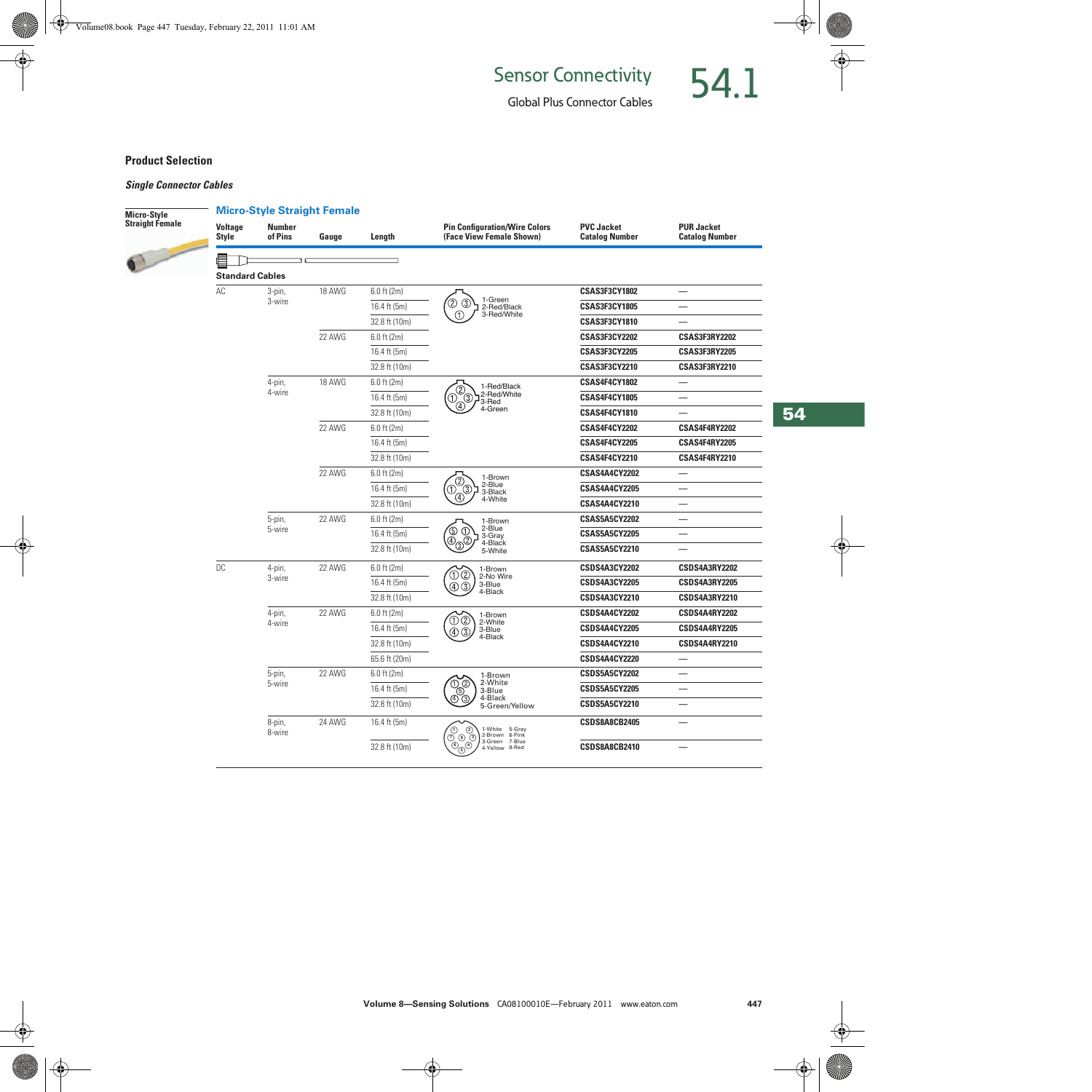# Sensor Connectivity

## Global Plus Connector Cables

# 54.1

### Product Selection

*Single Connector Cables*

**Micro-Style Straight Female**

#### Micro-Style Straight Female

| Voltage Style | Number of Pins | Gauge | Length | Pin Configuration/Wire Colors (Face View Female Shown) | PVC Jacket Catalog Number | PUR Jacket Catalog Number |
|---|---|---|---|---|---|---|
| **Standard Cables** | | | | | | |
| AC | 3-pin, 3-wire | 18 AWG | 6.0 ft (2m) | 1-Green 2-Red/Black 3-Red/White | **CSAS3F3CY1802** | — |
| | | | 16.4 ft (5m) | | **CSAS3F3CY1805** | — |
| | | | 32.8 ft (10m) | | **CSAS3F3CY1810** | — |
| | | 22 AWG | 6.0 ft (2m) | | **CSAS3F3CY2202** | **CSAS3F3RY2202** |
| | | | 16.4 ft (5m) | | **CSAS3F3CY2205** | **CSAS3F3RY2205** |
| | | | 32.8 ft (10m) | | **CSAS3F3CY2210** | **CSAS3F3RY2210** |
| | 4-pin, 4-wire | 18 AWG | 6.0 ft (2m) | 1-Red/Black 2-Red/White 3-Red 4-Green | **CSAS4F4CY1802** | — |
| | | | 16.4 ft (5m) | | **CSAS4F4CY1805** | — |
| | | | 32.8 ft (10m) | | **CSAS4F4CY1810** | — |
| | | 22 AWG | 6.0 ft (2m) | | **CSAS4F4CY2202** | **CSAS4F4RY2202** |
| | | | 16.4 ft (5m) | | **CSAS4F4CY2205** | **CSAS4F4RY2205** |
| | | | 32.8 ft (10m) | | **CSAS4F4CY2210** | **CSAS4F4RY2210** |
| | | 22 AWG | 6.0 ft (2m) | 1-Brown 2-Blue 3-Black 4-White | **CSAS4A4CY2202** | — |
| | | | 16.4 ft (5m) | | **CSAS4A4CY2205** | — |
| | | | 32.8 ft (10m) | | **CSAS4A4CY2210** | — |
| | 5-pin, 5-wire | 22 AWG | 6.0 ft (2m) | 1-Brown 2-Blue 3-Gray 4-Black 5-White | **CSAS5A5CY2202** | — |
| | | | 16.4 ft (5m) | | **CSAS5A5CY2205** | — |
| | | | 32.8 ft (10m) | | **CSAS5A5CY2210** | — |
| DC | 4-pin, 3-wire | 22 AWG | 6.0 ft (2m) | 1-Brown 2-No Wire 3-Blue 4-Black | **CSDS4A3CY2202** | **CSDS4A3RY2202** |
| | | | 16.4 ft (5m) | | **CSDS4A3CY2205** | **CSDS4A3RY2205** |
| | | | 32.8 ft (10m) | | **CSDS4A3CY2210** | **CSDS4A3RY2210** |
| | 4-pin, 4-wire | 22 AWG | 6.0 ft (2m) | 1-Brown 2-White 3-Blue 4-Black | **CSDS4A4CY2202** | **CSDS4A4RY2202** |
| | | | 16.4 ft (5m) | | **CSDS4A4CY2205** | **CSDS4A4RY2205** |
| | | | 32.8 ft (10m) | | **CSDS4A4CY2210** | **CSDS4A4RY2210** |
| | | | 65.6 ft (20m) | | **CSDS4A4CY2220** | — |
| | 5-pin, 5-wire | 22 AWG | 6.0 ft (2m) | 1-Brown 2-White 3-Blue 4-Black 5-Green/Yellow | **CSDS5A5CY2202** | — |
| | | | 16.4 ft (5m) | | **CSDS5A5CY2205** | — |
| | | | 32.8 ft (10m) | | **CSDS5A5CY2210** | — |
| | 8-pin, 8-wire | 24 AWG | 16.4 ft (5m) | 1-White 2-Brown 3-Green 4-Yellow 5-Gray 6-Pink 7-Blue 8-Red | **CSDS8A8CB2405** | — |
| | | | 32.8 ft (10m) | | **CSDS8A8CB2410** | — |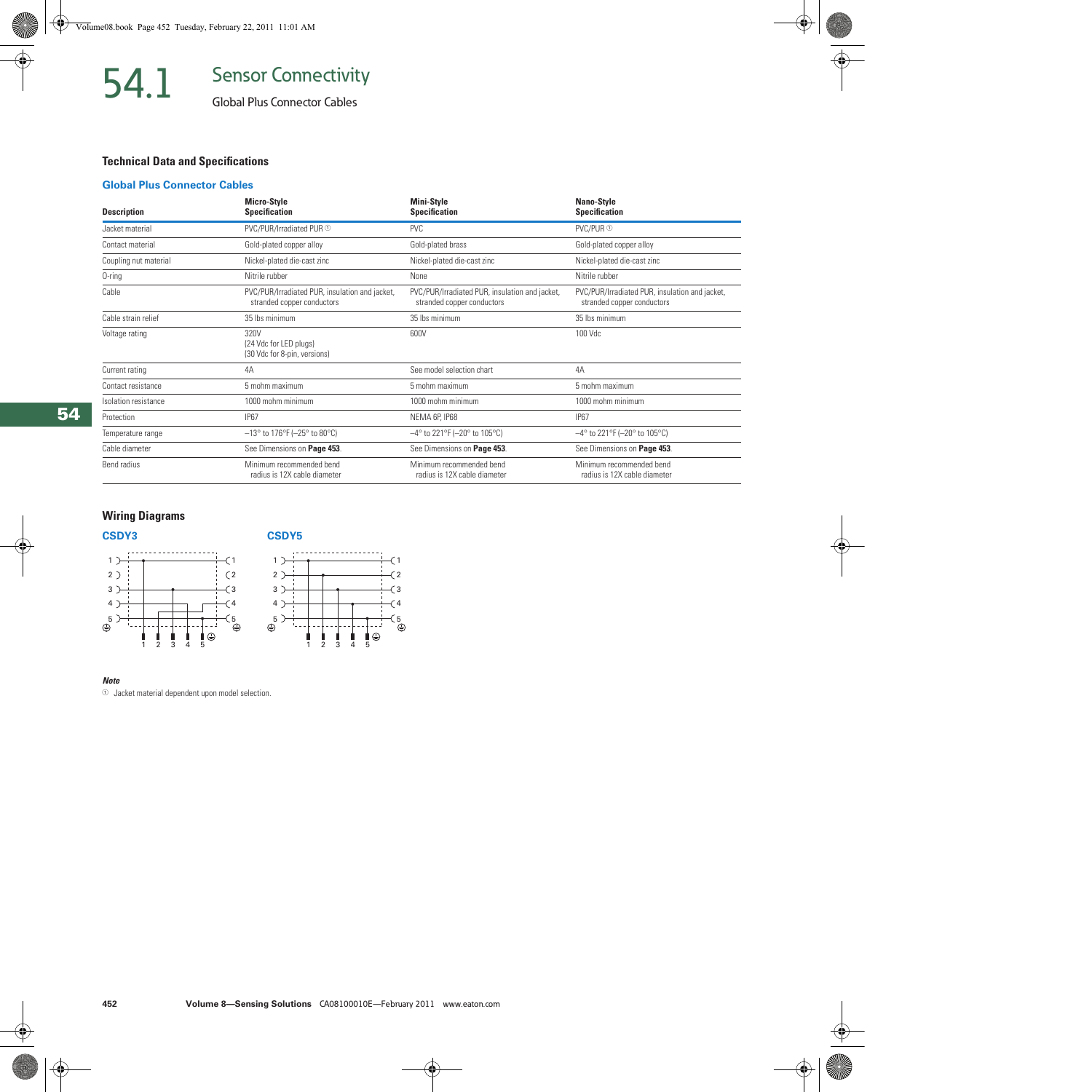# 54.1 Sensor Connectivity

Global Plus Connector Cables

## Technical Data and Specifications

### Global Plus Connector Cables

| Description | Micro-Style Specification | Mini-Style Specification | Nano-Style Specification |
|---|---|---|---|
| Jacket material | PVC/PUR/Irradiated PUR ① | PVC | PVC/PUR ① |
| Contact material | Gold-plated copper alloy | Gold-plated brass | Gold-plated copper alloy |
| Coupling nut material | Nickel-plated die-cast zinc | Nickel-plated die-cast zinc | Nickel-plated die-cast zinc |
| O-ring | Nitrile rubber | None | Nitrile rubber |
| Cable | PVC/PUR/Irradiated PUR, insulation and jacket, stranded copper conductors | PVC/PUR/Irradiated PUR, insulation and jacket, stranded copper conductors | PVC/PUR/Irradiated PUR, insulation and jacket, stranded copper conductors |
| Cable strain relief | 35 lbs minimum | 35 lbs minimum | 35 lbs minimum |
| Voltage rating | 320V (24 Vdc for LED plugs) (30 Vdc for 8-pin, versions) | 600V | 100 Vdc |
| Current rating | 4A | See model selection chart | 4A |
| Contact resistance | 5 mohm maximum | 5 mohm maximum | 5 mohm maximum |
| Isolation resistance | 1000 mohm minimum | 1000 mohm minimum | 1000 mohm minimum |
| Protection | IP67 | NEMA 6P, IP68 | IP67 |
| Temperature range | –13° to 176°F (–25° to 80°C) | –4° to 221°F (–20° to 105°C) | –4° to 221°F (–20° to 105°C) |
| Cable diameter | See Dimensions on **Page 453**. | See Dimensions on **Page 453**. | See Dimensions on **Page 453**. |
| Bend radius | Minimum recommended bend radius is 12X cable diameter | Minimum recommended bend radius is 12X cable diameter | Minimum recommended bend radius is 12X cable diameter |

## Wiring Diagrams

### CSDY3

1
2
3
4
5
1
2
3
4
5
1 2 3 4 5

### CSDY5

1
2
3
4
5
1
2
3
4
5
1 2 3 4 5

***Note***

① Jacket material dependent upon model selection.